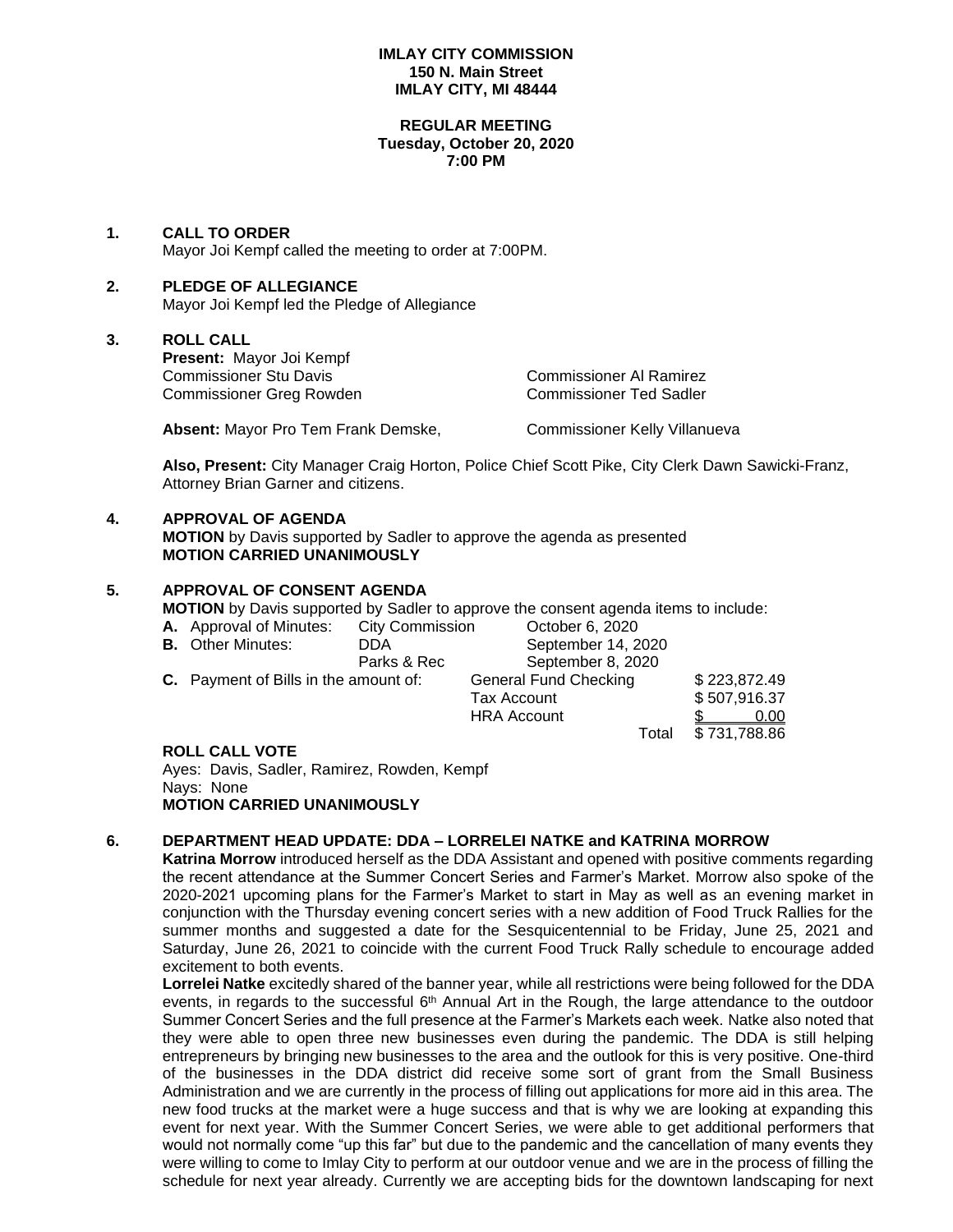**IMLAY CITY COMMISSION**
**150 N. Main Street**
**IMLAY CITY, MI 48444**

**REGULAR MEETING**
**Tuesday, October 20, 2020**
**7:00 PM**

## 1. CALL TO ORDER

Mayor Joi Kempf called the meeting to order at 7:00PM.

## 2. PLEDGE OF ALLEGIANCE

Mayor Joi Kempf led the Pledge of Allegiance

## 3. ROLL CALL

**Present:** Mayor Joi Kempf
Commissioner Stu Davis
Commissioner Al Ramirez
Commissioner Greg Rowden
Commissioner Ted Sadler

**Absent:** Mayor Pro Tem Frank Demske, Commissioner Kelly Villanueva

**Also, Present:** City Manager Craig Horton, Police Chief Scott Pike, City Clerk Dawn Sawicki-Franz, Attorney Brian Garner and citizens.

## 4. APPROVAL OF AGENDA

**MOTION** by Davis supported by Sadler to approve the agenda as presented
**MOTION CARRIED UNANIMOUSLY**

## 5. APPROVAL OF CONSENT AGENDA

**MOTION** by Davis supported by Sadler to approve the consent agenda items to include:

**A.** Approval of Minutes: City Commission October 6, 2020
**B.** Other Minutes: DDA September 14, 2020
Parks & Rec September 8, 2020
**C.** Payment of Bills in the amount of:

| | |
|---|---|
| General Fund Checking | $ 223,872.49 |
| Tax Account | $ 507,916.37 |
| HRA Account | $ 0.00 |
| Total | $ 731,788.86 |

**ROLL CALL VOTE**
Ayes: Davis, Sadler, Ramirez, Rowden, Kempf
Nays: None
**MOTION CARRIED UNANIMOUSLY**

## 6. DEPARTMENT HEAD UPDATE: DDA – LORRELEI NATKE and KATRINA MORROW

**Katrina Morrow** introduced herself as the DDA Assistant and opened with positive comments regarding the recent attendance at the Summer Concert Series and Farmer's Market. Morrow also spoke of the 2020-2021 upcoming plans for the Farmer's Market to start in May as well as an evening market in conjunction with the Thursday evening concert series with a new addition of Food Truck Rallies for the summer months and suggested a date for the Sesquicentennial to be Friday, June 25, 2021 and Saturday, June 26, 2021 to coincide with the current Food Truck Rally schedule to encourage added excitement to both events.

**Lorrelei Natke** excitedly shared of the banner year, while all restrictions were being followed for the DDA events, in regards to the successful 6th Annual Art in the Rough, the large attendance to the outdoor Summer Concert Series and the full presence at the Farmer's Markets each week. Natke also noted that they were able to open three new businesses even during the pandemic. The DDA is still helping entrepreneurs by bringing new businesses to the area and the outlook for this is very positive. One-third of the businesses in the DDA district did receive some sort of grant from the Small Business Administration and we are currently in the process of filling out applications for more aid in this area. The new food trucks at the market were a huge success and that is why we are looking at expanding this event for next year. With the Summer Concert Series, we were able to get additional performers that would not normally come "up this far" but due to the pandemic and the cancellation of many events they were willing to come to Imlay City to perform at our outdoor venue and we are in the process of filling the schedule for next year already. Currently we are accepting bids for the downtown landscaping for next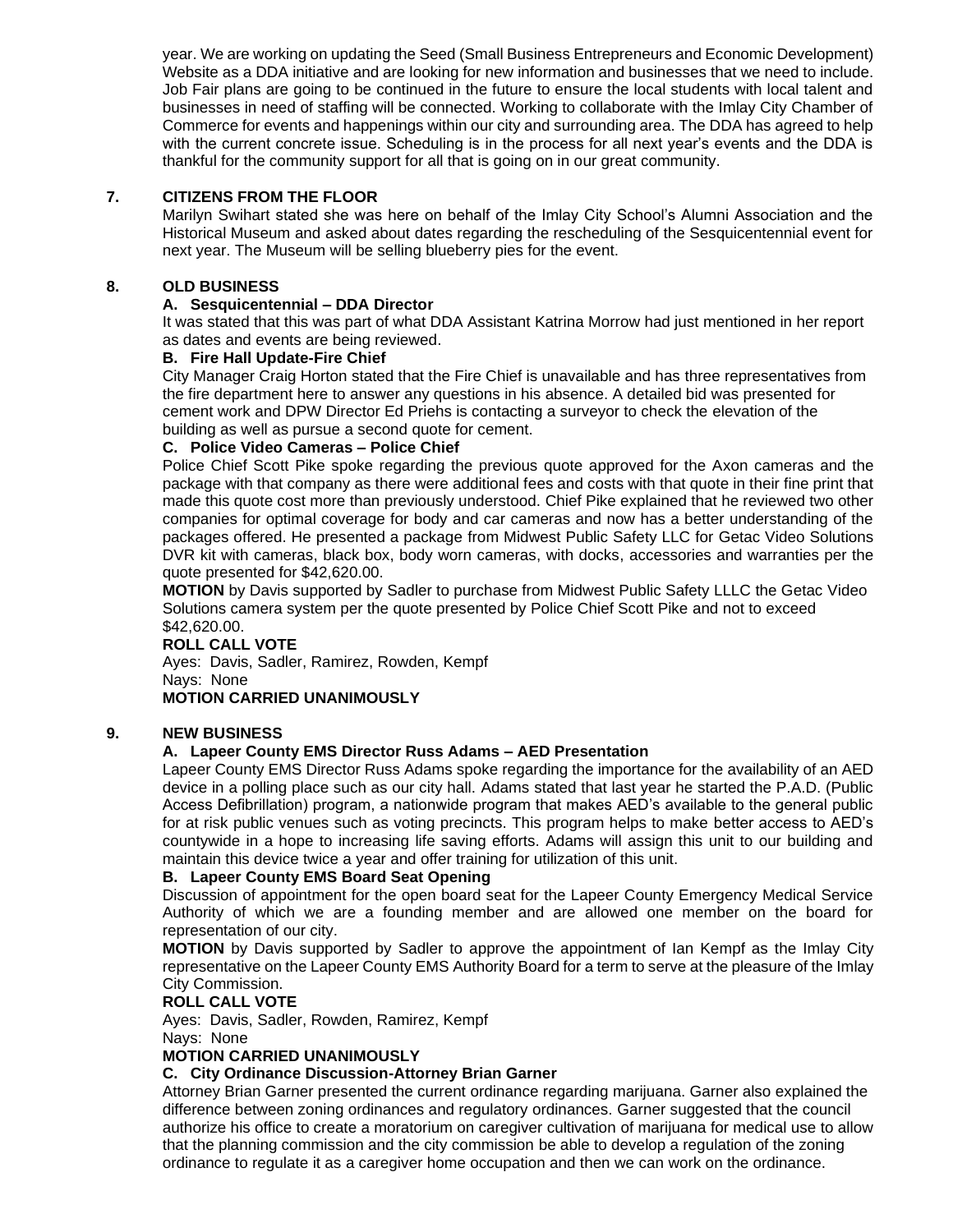year. We are working on updating the Seed (Small Business Entrepreneurs and Economic Development) Website as a DDA initiative and are looking for new information and businesses that we need to include. Job Fair plans are going to be continued in the future to ensure the local students with local talent and businesses in need of staffing will be connected. Working to collaborate with the Imlay City Chamber of Commerce for events and happenings within our city and surrounding area. The DDA has agreed to help with the current concrete issue. Scheduling is in the process for all next year's events and the DDA is thankful for the community support for all that is going on in our great community.

**7. CITIZENS FROM THE FLOOR**

Marilyn Swihart stated she was here on behalf of the Imlay City School's Alumni Association and the Historical Museum and asked about dates regarding the rescheduling of the Sesquicentennial event for next year. The Museum will be selling blueberry pies for the event.

**8. OLD BUSINESS**

**A. Sesquicentennial – DDA Director**

It was stated that this was part of what DDA Assistant Katrina Morrow had just mentioned in her report as dates and events are being reviewed.

**B. Fire Hall Update-Fire Chief**

City Manager Craig Horton stated that the Fire Chief is unavailable and has three representatives from the fire department here to answer any questions in his absence. A detailed bid was presented for cement work and DPW Director Ed Priehs is contacting a surveyor to check the elevation of the building as well as pursue a second quote for cement.

**C. Police Video Cameras – Police Chief**

Police Chief Scott Pike spoke regarding the previous quote approved for the Axon cameras and the package with that company as there were additional fees and costs with that quote in their fine print that made this quote cost more than previously understood. Chief Pike explained that he reviewed two other companies for optimal coverage for body and car cameras and now has a better understanding of the packages offered. He presented a package from Midwest Public Safety LLC for Getac Video Solutions DVR kit with cameras, black box, body worn cameras, with docks, accessories and warranties per the quote presented for $42,620.00.

**MOTION** by Davis supported by Sadler to purchase from Midwest Public Safety LLLC the Getac Video Solutions camera system per the quote presented by Police Chief Scott Pike and not to exceed $42,620.00.

**ROLL CALL VOTE**

Ayes: Davis, Sadler, Ramirez, Rowden, Kempf
Nays: None

**MOTION CARRIED UNANIMOUSLY**

**9. NEW BUSINESS**

**A. Lapeer County EMS Director Russ Adams – AED Presentation**

Lapeer County EMS Director Russ Adams spoke regarding the importance for the availability of an AED device in a polling place such as our city hall. Adams stated that last year he started the P.A.D. (Public Access Defibrillation) program, a nationwide program that makes AED's available to the general public for at risk public venues such as voting precincts. This program helps to make better access to AED's countywide in a hope to increasing life saving efforts. Adams will assign this unit to our building and maintain this device twice a year and offer training for utilization of this unit.

**B. Lapeer County EMS Board Seat Opening**

Discussion of appointment for the open board seat for the Lapeer County Emergency Medical Service Authority of which we are a founding member and are allowed one member on the board for representation of our city.

**MOTION** by Davis supported by Sadler to approve the appointment of Ian Kempf as the Imlay City representative on the Lapeer County EMS Authority Board for a term to serve at the pleasure of the Imlay City Commission.

**ROLL CALL VOTE**

Ayes: Davis, Sadler, Rowden, Ramirez, Kempf
Nays: None

**MOTION CARRIED UNANIMOUSLY**

**C. City Ordinance Discussion-Attorney Brian Garner**

Attorney Brian Garner presented the current ordinance regarding marijuana. Garner also explained the difference between zoning ordinances and regulatory ordinances. Garner suggested that the council authorize his office to create a moratorium on caregiver cultivation of marijuana for medical use to allow that the planning commission and the city commission be able to develop a regulation of the zoning ordinance to regulate it as a caregiver home occupation and then we can work on the ordinance.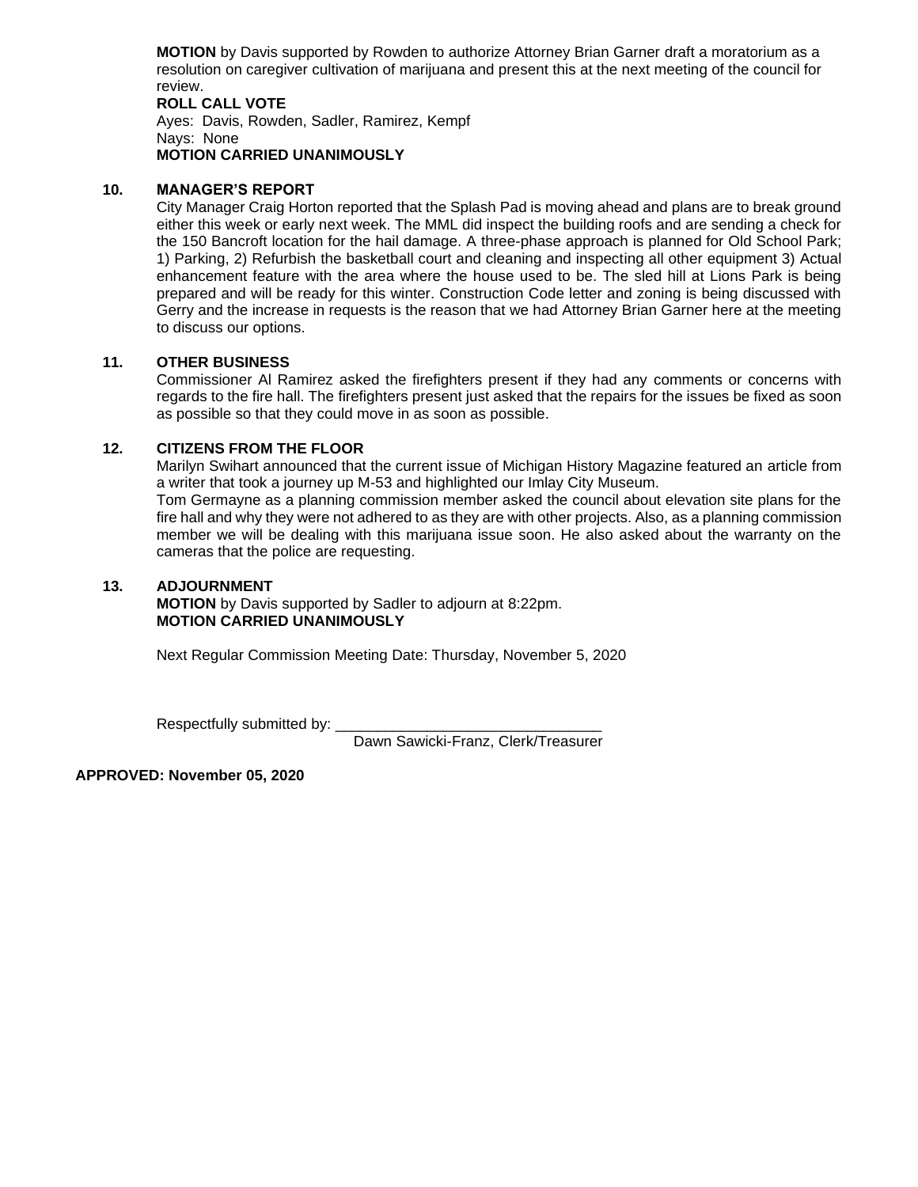**MOTION** by Davis supported by Rowden to authorize Attorney Brian Garner draft a moratorium as a resolution on caregiver cultivation of marijuana and present this at the next meeting of the council for review.

**ROLL CALL VOTE**

Ayes: Davis, Rowden, Sadler, Ramirez, Kempf

Nays: None

**MOTION CARRIED UNANIMOUSLY**

## 10. MANAGER'S REPORT

City Manager Craig Horton reported that the Splash Pad is moving ahead and plans are to break ground either this week or early next week. The MML did inspect the building roofs and are sending a check for the 150 Bancroft location for the hail damage. A three-phase approach is planned for Old School Park; 1) Parking, 2) Refurbish the basketball court and cleaning and inspecting all other equipment 3) Actual enhancement feature with the area where the house used to be. The sled hill at Lions Park is being prepared and will be ready for this winter. Construction Code letter and zoning is being discussed with Gerry and the increase in requests is the reason that we had Attorney Brian Garner here at the meeting to discuss our options.

## 11. OTHER BUSINESS

Commissioner Al Ramirez asked the firefighters present if they had any comments or concerns with regards to the fire hall. The firefighters present just asked that the repairs for the issues be fixed as soon as possible so that they could move in as soon as possible.

## 12. CITIZENS FROM THE FLOOR

Marilyn Swihart announced that the current issue of Michigan History Magazine featured an article from a writer that took a journey up M-53 and highlighted our Imlay City Museum.

Tom Germayne as a planning commission member asked the council about elevation site plans for the fire hall and why they were not adhered to as they are with other projects. Also, as a planning commission member we will be dealing with this marijuana issue soon. He also asked about the warranty on the cameras that the police are requesting.

## 13. ADJOURNMENT

**MOTION** by Davis supported by Sadler to adjourn at 8:22pm.

**MOTION CARRIED UNANIMOUSLY**

Next Regular Commission Meeting Date: Thursday, November 5, 2020

Respectfully submitted by: _______________________________

Dawn Sawicki-Franz, Clerk/Treasurer

**APPROVED: November 05, 2020**